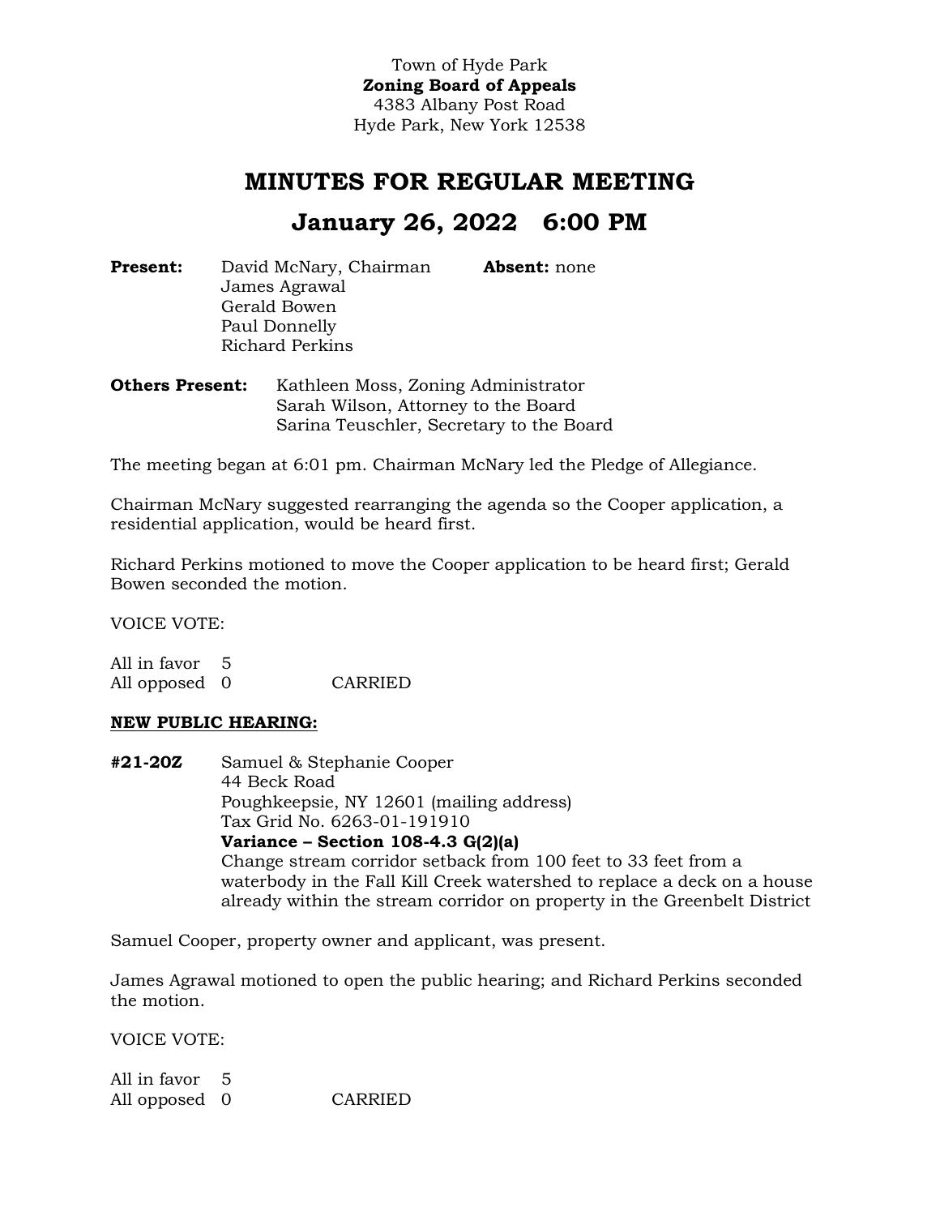Town of Hyde Park
**Zoning Board of Appeals**
4383 Albany Post Road
Hyde Park, New York 12538

# MINUTES FOR REGULAR MEETING

# January 26, 2022 6:00 PM

**Present:** David McNary, Chairman
James Agrawal
Gerald Bowen
Paul Donnelly
Richard Perkins

**Absent:** none

**Others Present:** Kathleen Moss, Zoning Administrator
Sarah Wilson, Attorney to the Board
Sarina Teuschler, Secretary to the Board

The meeting began at 6:01 pm. Chairman McNary led the Pledge of Allegiance.

Chairman McNary suggested rearranging the agenda so the Cooper application, a residential application, would be heard first.

Richard Perkins motioned to move the Cooper application to be heard first; Gerald Bowen seconded the motion.

VOICE VOTE:

All in favor 5
All opposed 0 CARRIED

**NEW PUBLIC HEARING:**

**#21-20Z** Samuel & Stephanie Cooper
44 Beck Road
Poughkeepsie, NY 12601 (mailing address)
Tax Grid No. 6263-01-191910
**Variance – Section 108-4.3 G(2)(a)**
Change stream corridor setback from 100 feet to 33 feet from a waterbody in the Fall Kill Creek watershed to replace a deck on a house already within the stream corridor on property in the Greenbelt District

Samuel Cooper, property owner and applicant, was present.

James Agrawal motioned to open the public hearing; and Richard Perkins seconded the motion.

VOICE VOTE:

All in favor 5
All opposed 0 CARRIED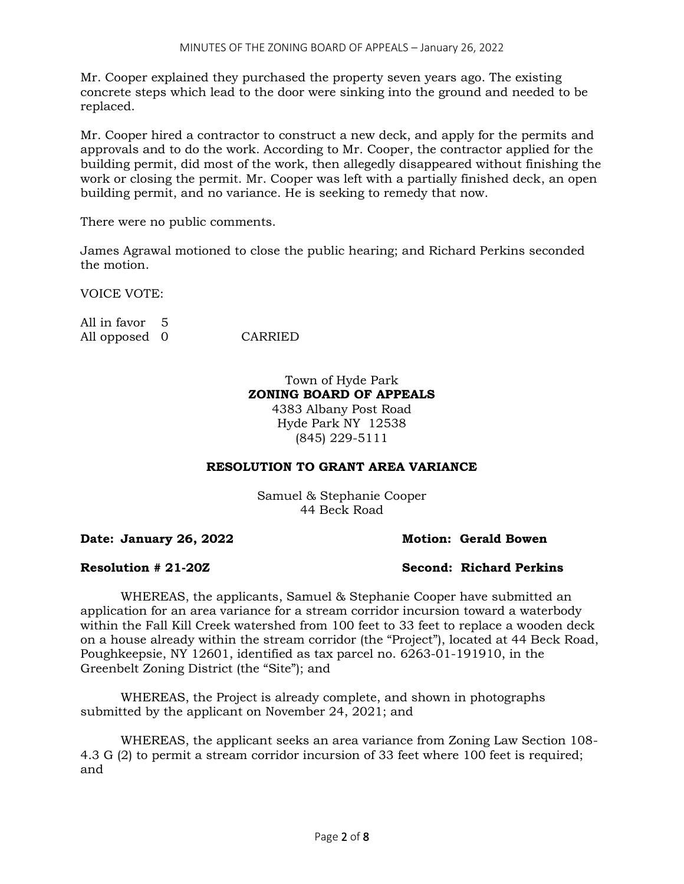Mr. Cooper explained they purchased the property seven years ago. The existing concrete steps which lead to the door were sinking into the ground and needed to be replaced.

Mr. Cooper hired a contractor to construct a new deck, and apply for the permits and approvals and to do the work. According to Mr. Cooper, the contractor applied for the building permit, did most of the work, then allegedly disappeared without finishing the work or closing the permit. Mr. Cooper was left with a partially finished deck, an open building permit, and no variance. He is seeking to remedy that now.

There were no public comments.

James Agrawal motioned to close the public hearing; and Richard Perkins seconded the motion.

VOICE VOTE:

All in favor 5
All opposed 0 CARRIED

Town of Hyde Park
**ZONING BOARD OF APPEALS**
4383 Albany Post Road
Hyde Park NY 12538
(845) 229-5111

**RESOLUTION TO GRANT AREA VARIANCE**

Samuel & Stephanie Cooper
44 Beck Road

**Date: January 26, 2022** **Motion: Gerald Bowen**

**Resolution # 21-20Z** **Second: Richard Perkins**

WHEREAS, the applicants, Samuel & Stephanie Cooper have submitted an application for an area variance for a stream corridor incursion toward a waterbody within the Fall Kill Creek watershed from 100 feet to 33 feet to replace a wooden deck on a house already within the stream corridor (the "Project"), located at 44 Beck Road, Poughkeepsie, NY 12601, identified as tax parcel no. 6263-01-191910, in the Greenbelt Zoning District (the "Site"); and

WHEREAS, the Project is already complete, and shown in photographs submitted by the applicant on November 24, 2021; and

WHEREAS, the applicant seeks an area variance from Zoning Law Section 108-4.3 G (2) to permit a stream corridor incursion of 33 feet where 100 feet is required; and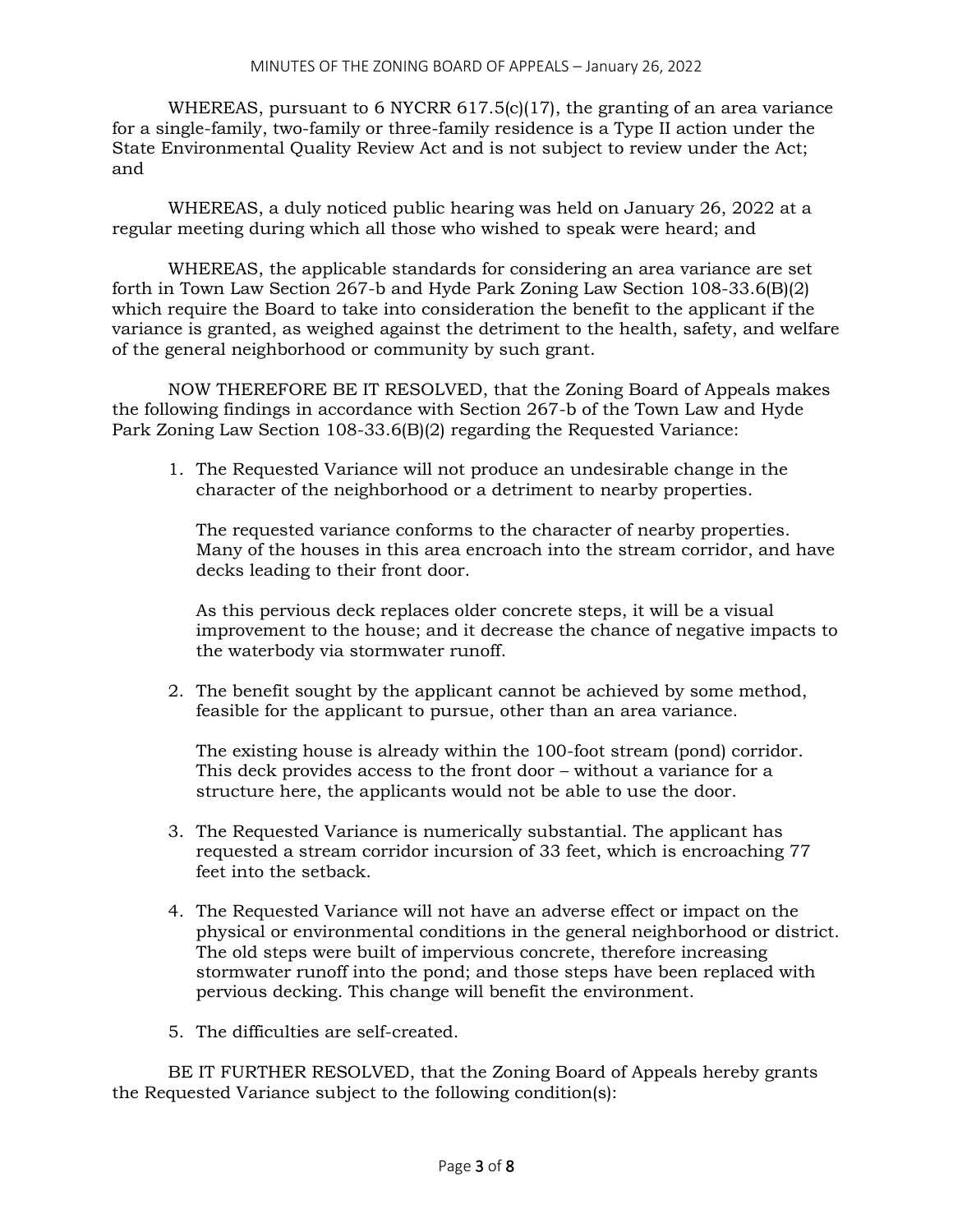WHEREAS, pursuant to 6 NYCRR 617.5(c)(17), the granting of an area variance for a single-family, two-family or three-family residence is a Type II action under the State Environmental Quality Review Act and is not subject to review under the Act; and

WHEREAS, a duly noticed public hearing was held on January 26, 2022 at a regular meeting during which all those who wished to speak were heard; and

WHEREAS, the applicable standards for considering an area variance are set forth in Town Law Section 267-b and Hyde Park Zoning Law Section 108-33.6(B)(2) which require the Board to take into consideration the benefit to the applicant if the variance is granted, as weighed against the detriment to the health, safety, and welfare of the general neighborhood or community by such grant.

NOW THEREFORE BE IT RESOLVED, that the Zoning Board of Appeals makes the following findings in accordance with Section 267-b of the Town Law and Hyde Park Zoning Law Section 108-33.6(B)(2) regarding the Requested Variance:

1. The Requested Variance will not produce an undesirable change in the character of the neighborhood or a detriment to nearby properties.

   The requested variance conforms to the character of nearby properties. Many of the houses in this area encroach into the stream corridor, and have decks leading to their front door.

   As this pervious deck replaces older concrete steps, it will be a visual improvement to the house; and it decrease the chance of negative impacts to the waterbody via stormwater runoff.

2. The benefit sought by the applicant cannot be achieved by some method, feasible for the applicant to pursue, other than an area variance.

   The existing house is already within the 100-foot stream (pond) corridor. This deck provides access to the front door – without a variance for a structure here, the applicants would not be able to use the door.

3. The Requested Variance is numerically substantial. The applicant has requested a stream corridor incursion of 33 feet, which is encroaching 77 feet into the setback.

4. The Requested Variance will not have an adverse effect or impact on the physical or environmental conditions in the general neighborhood or district. The old steps were built of impervious concrete, therefore increasing stormwater runoff into the pond; and those steps have been replaced with pervious decking. This change will benefit the environment.

5. The difficulties are self-created.

BE IT FURTHER RESOLVED, that the Zoning Board of Appeals hereby grants the Requested Variance subject to the following condition(s):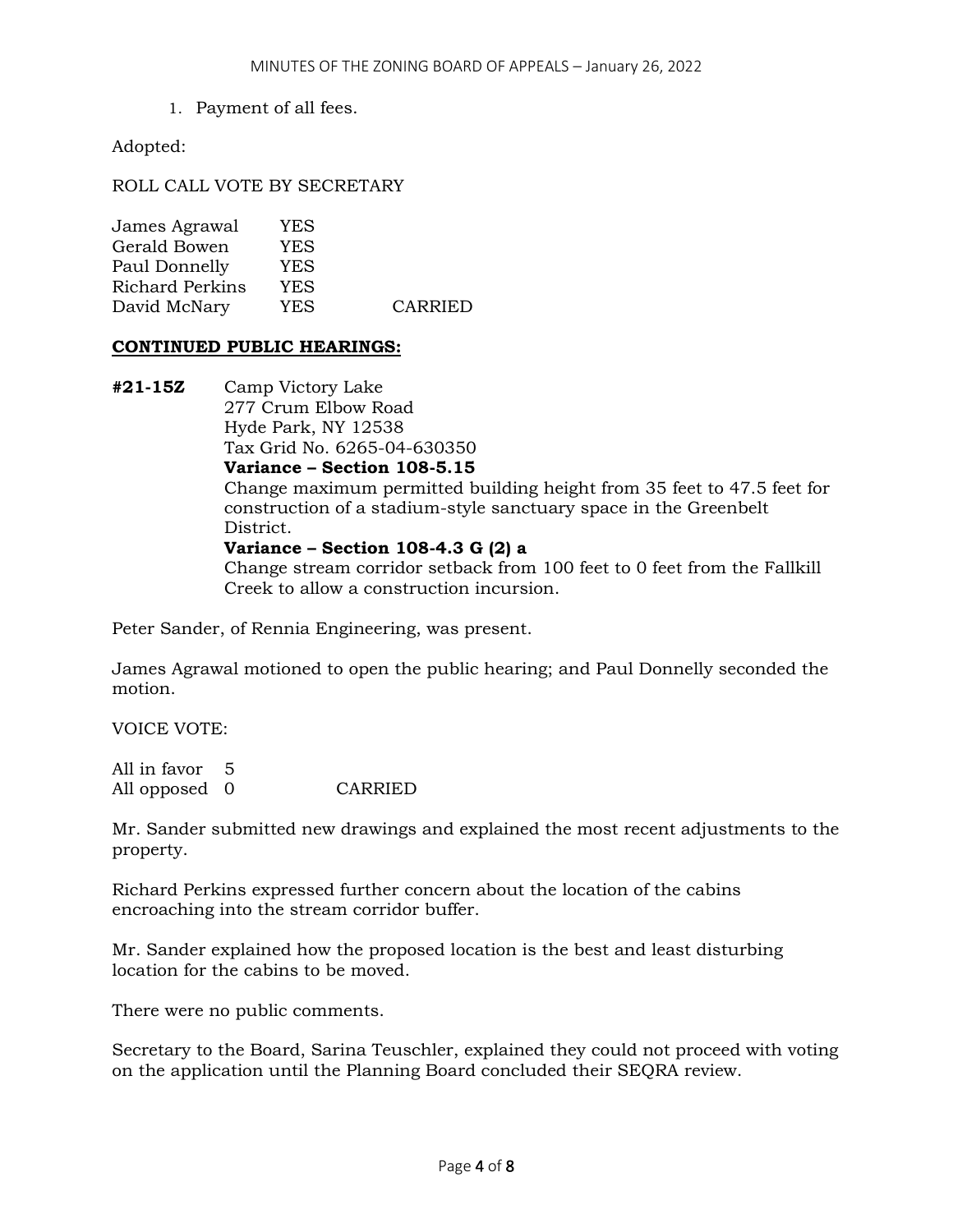1. Payment of all fees.

Adopted:

ROLL CALL VOTE BY SECRETARY

| | | |
|---|---|---|
| James Agrawal | YES | |
| Gerald Bowen | YES | |
| Paul Donnelly | YES | |
| Richard Perkins | YES | |
| David McNary | YES | CARRIED |

**CONTINUED PUBLIC HEARINGS:**

**#21-15Z** Camp Victory Lake
277 Crum Elbow Road
Hyde Park, NY 12538
Tax Grid No. 6265-04-630350
**Variance – Section 108-5.15**
Change maximum permitted building height from 35 feet to 47.5 feet for construction of a stadium-style sanctuary space in the Greenbelt District.
**Variance – Section 108-4.3 G (2) a**
Change stream corridor setback from 100 feet to 0 feet from the Fallkill Creek to allow a construction incursion.

Peter Sander, of Rennia Engineering, was present.

James Agrawal motioned to open the public hearing; and Paul Donnelly seconded the motion.

VOICE VOTE:

| | | |
|---|---|---|
| All in favor | 5 | |
| All opposed | 0 | CARRIED |

Mr. Sander submitted new drawings and explained the most recent adjustments to the property.

Richard Perkins expressed further concern about the location of the cabins encroaching into the stream corridor buffer.

Mr. Sander explained how the proposed location is the best and least disturbing location for the cabins to be moved.

There were no public comments.

Secretary to the Board, Sarina Teuschler, explained they could not proceed with voting on the application until the Planning Board concluded their SEQRA review.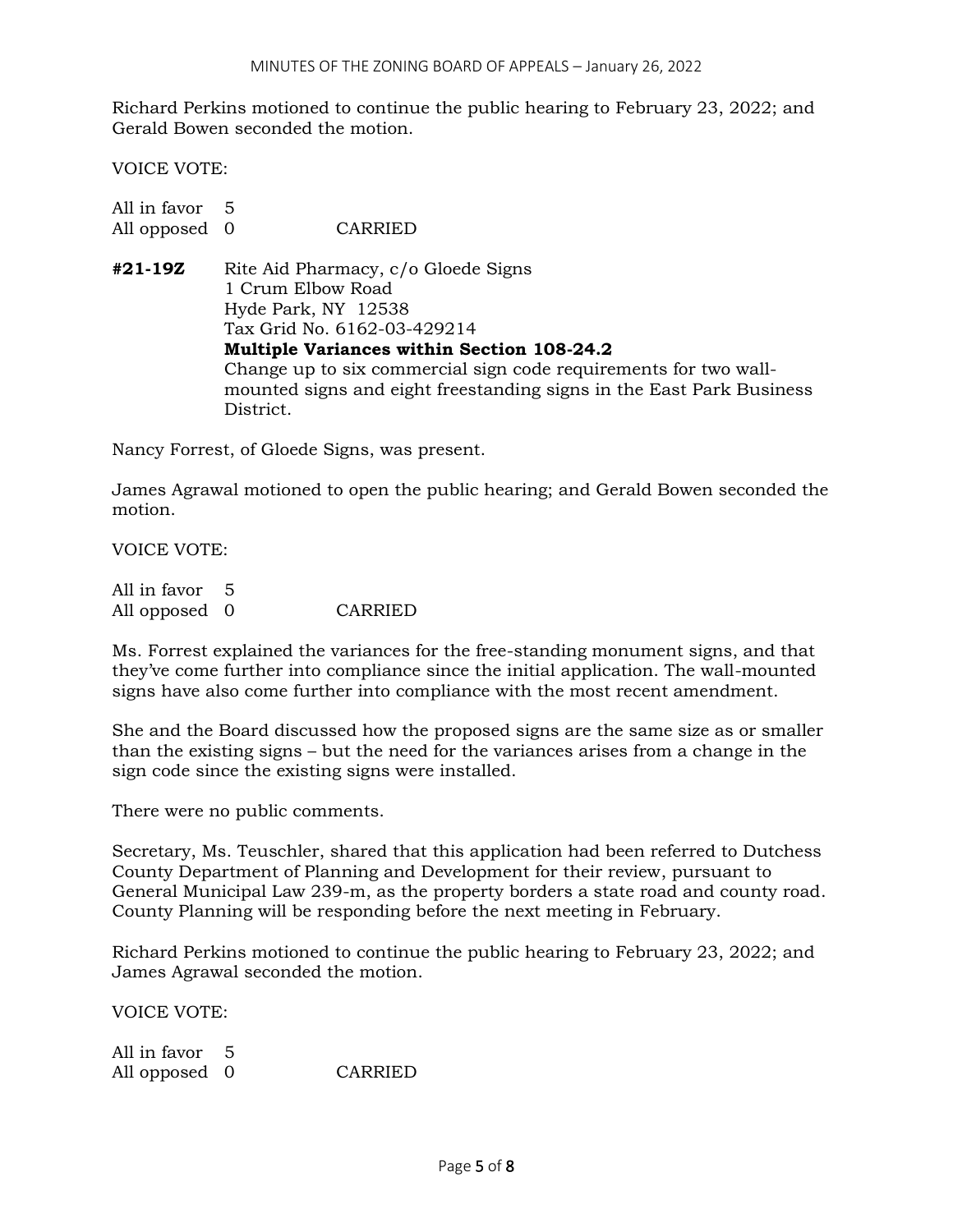Richard Perkins motioned to continue the public hearing to February 23, 2022; and Gerald Bowen seconded the motion.

VOICE VOTE:

All in favor 5
All opposed 0 CARRIED

**#21-19Z** Rite Aid Pharmacy, c/o Gloede Signs
1 Crum Elbow Road
Hyde Park, NY 12538
Tax Grid No. 6162-03-429214
**Multiple Variances within Section 108-24.2**
Change up to six commercial sign code requirements for two wall-mounted signs and eight freestanding signs in the East Park Business District.

Nancy Forrest, of Gloede Signs, was present.

James Agrawal motioned to open the public hearing; and Gerald Bowen seconded the motion.

VOICE VOTE:

All in favor 5
All opposed 0 CARRIED

Ms. Forrest explained the variances for the free-standing monument signs, and that they've come further into compliance since the initial application. The wall-mounted signs have also come further into compliance with the most recent amendment.

She and the Board discussed how the proposed signs are the same size as or smaller than the existing signs – but the need for the variances arises from a change in the sign code since the existing signs were installed.

There were no public comments.

Secretary, Ms. Teuschler, shared that this application had been referred to Dutchess County Department of Planning and Development for their review, pursuant to General Municipal Law 239-m, as the property borders a state road and county road. County Planning will be responding before the next meeting in February.

Richard Perkins motioned to continue the public hearing to February 23, 2022; and James Agrawal seconded the motion.

VOICE VOTE:

All in favor 5
All opposed 0 CARRIED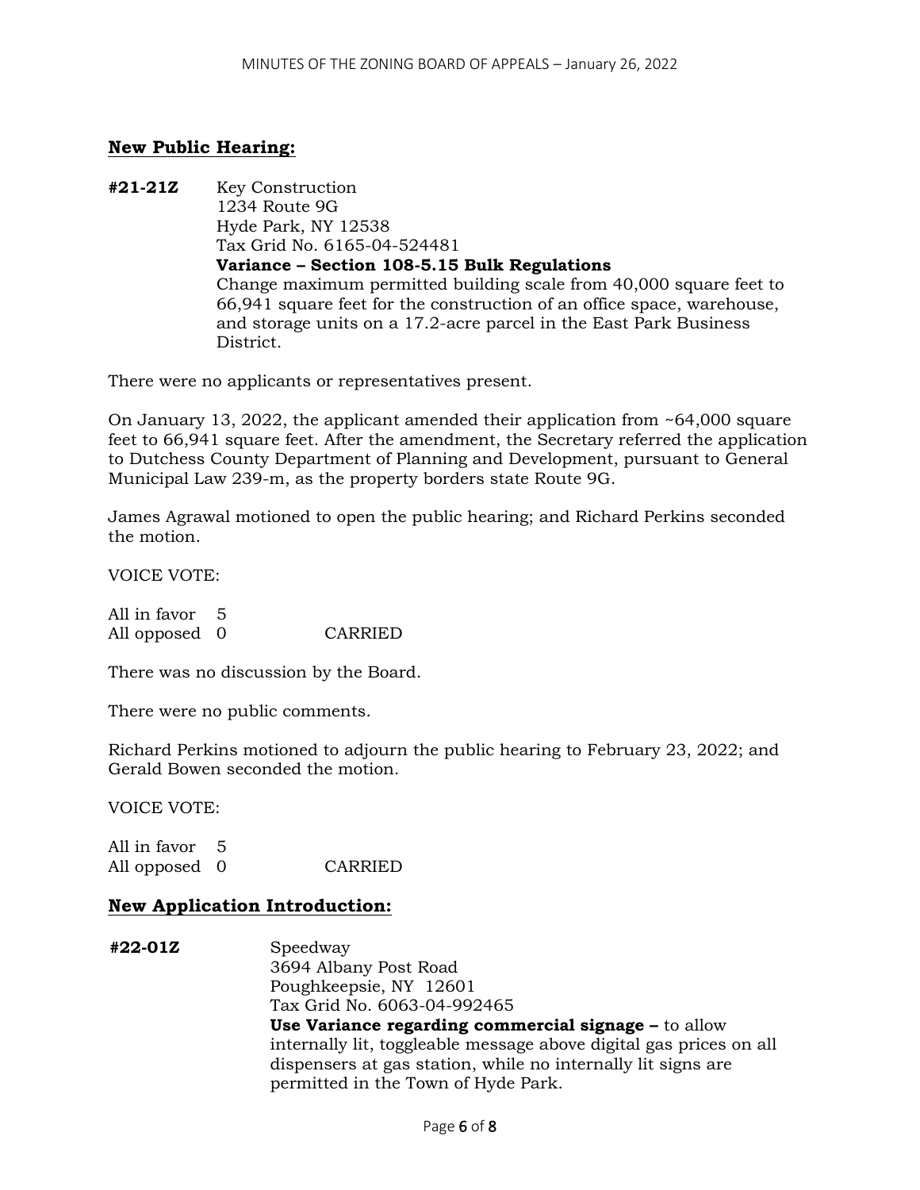## New Public Hearing:

**#21-21Z** Key Construction
1234 Route 9G
Hyde Park, NY 12538
Tax Grid No. 6165-04-524481
**Variance – Section 108-5.15 Bulk Regulations**
Change maximum permitted building scale from 40,000 square feet to 66,941 square feet for the construction of an office space, warehouse, and storage units on a 17.2-acre parcel in the East Park Business District.

There were no applicants or representatives present.

On January 13, 2022, the applicant amended their application from ~64,000 square feet to 66,941 square feet. After the amendment, the Secretary referred the application to Dutchess County Department of Planning and Development, pursuant to General Municipal Law 239-m, as the property borders state Route 9G.

James Agrawal motioned to open the public hearing; and Richard Perkins seconded the motion.

VOICE VOTE:

All in favor 5
All opposed 0 CARRIED

There was no discussion by the Board.

There were no public comments.

Richard Perkins motioned to adjourn the public hearing to February 23, 2022; and Gerald Bowen seconded the motion.

VOICE VOTE:

All in favor 5
All opposed 0 CARRIED

## New Application Introduction:

**#22-01Z** Speedway
3694 Albany Post Road
Poughkeepsie, NY 12601
Tax Grid No. 6063-04-992465
**Use Variance regarding commercial signage –** to allow internally lit, toggleable message above digital gas prices on all dispensers at gas station, while no internally lit signs are permitted in the Town of Hyde Park.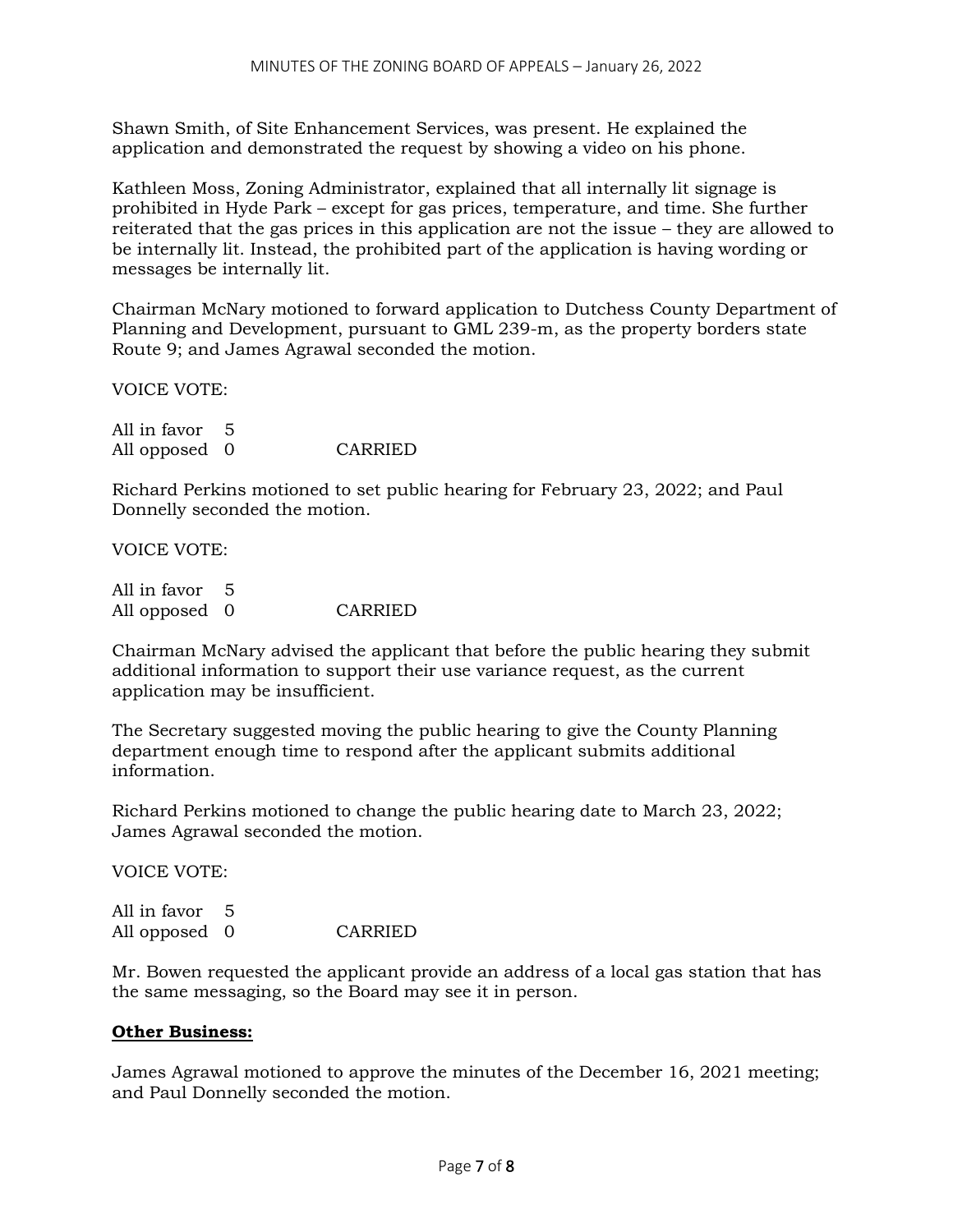Shawn Smith, of Site Enhancement Services, was present. He explained the application and demonstrated the request by showing a video on his phone.

Kathleen Moss, Zoning Administrator, explained that all internally lit signage is prohibited in Hyde Park – except for gas prices, temperature, and time. She further reiterated that the gas prices in this application are not the issue – they are allowed to be internally lit. Instead, the prohibited part of the application is having wording or messages be internally lit.

Chairman McNary motioned to forward application to Dutchess County Department of Planning and Development, pursuant to GML 239-m, as the property borders state Route 9; and James Agrawal seconded the motion.

VOICE VOTE:

All in favor 5
All opposed 0 CARRIED

Richard Perkins motioned to set public hearing for February 23, 2022; and Paul Donnelly seconded the motion.

VOICE VOTE:

All in favor 5
All opposed 0 CARRIED

Chairman McNary advised the applicant that before the public hearing they submit additional information to support their use variance request, as the current application may be insufficient.

The Secretary suggested moving the public hearing to give the County Planning department enough time to respond after the applicant submits additional information.

Richard Perkins motioned to change the public hearing date to March 23, 2022; James Agrawal seconded the motion.

VOICE VOTE:

All in favor 5
All opposed 0 CARRIED

Mr. Bowen requested the applicant provide an address of a local gas station that has the same messaging, so the Board may see it in person.

**Other Business:**

James Agrawal motioned to approve the minutes of the December 16, 2021 meeting; and Paul Donnelly seconded the motion.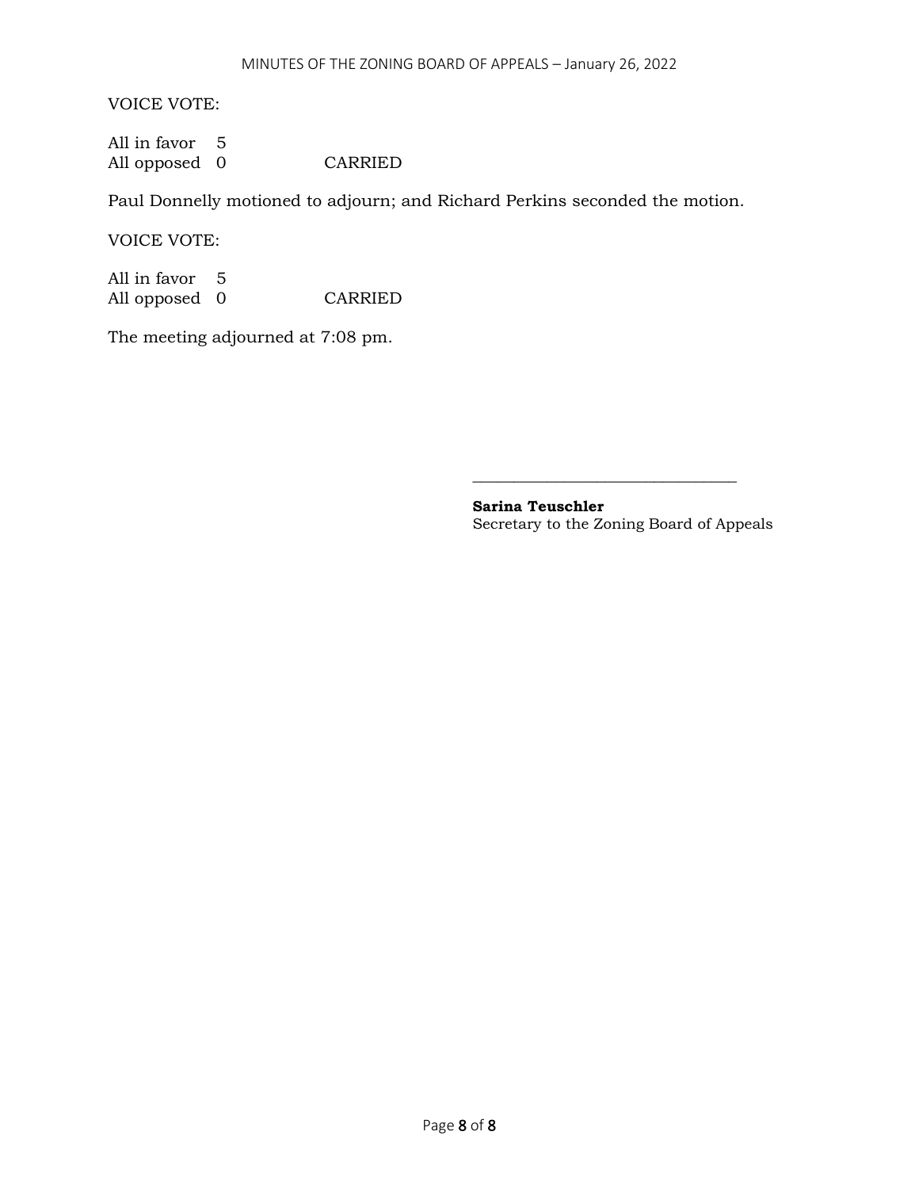VOICE VOTE:

All in favor 5
All opposed 0 CARRIED

Paul Donnelly motioned to adjourn; and Richard Perkins seconded the motion.

VOICE VOTE:

All in favor 5
All opposed 0 CARRIED

The meeting adjourned at 7:08 pm.

\_\_\_\_\_\_\_\_\_\_\_\_\_\_\_\_\_\_\_\_\_\_\_\_\_\_\_\_\_\_\_\_

**Sarina Teuschler**
Secretary to the Zoning Board of Appeals